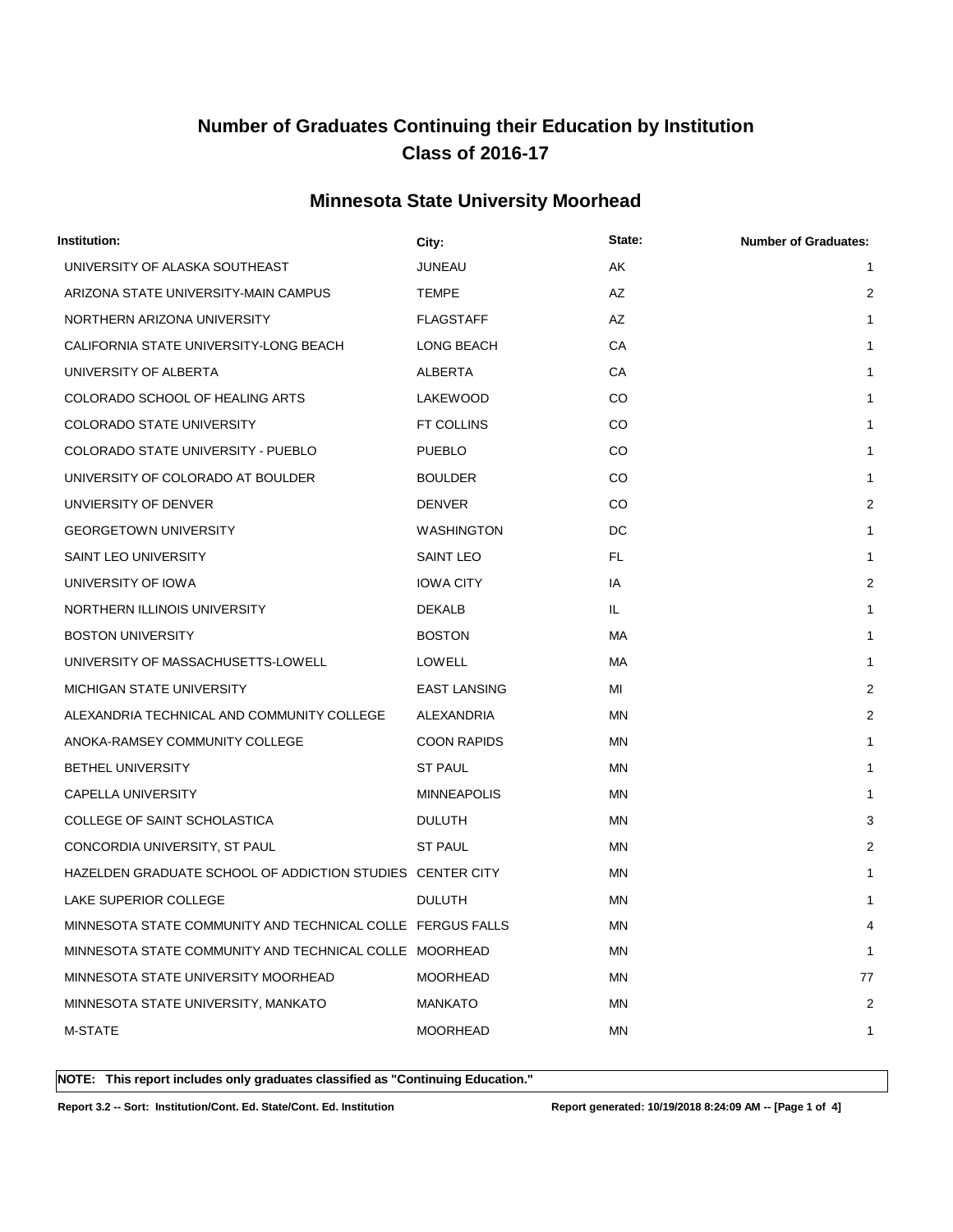# Number of Graduates Continuing their Education by Institution
# Class of 2016-17

## Minnesota State University Moorhead

| Institution: | City: | State: | Number of Graduates: |
|---|---|---|---|
| UNIVERSITY OF ALASKA SOUTHEAST | JUNEAU | AK | 1 |
| ARIZONA STATE UNIVERSITY-MAIN CAMPUS | TEMPE | AZ | 2 |
| NORTHERN ARIZONA UNIVERSITY | FLAGSTAFF | AZ | 1 |
| CALIFORNIA STATE UNIVERSITY-LONG BEACH | LONG BEACH | CA | 1 |
| UNIVERSITY OF ALBERTA | ALBERTA | CA | 1 |
| COLORADO SCHOOL OF HEALING ARTS | LAKEWOOD | CO | 1 |
| COLORADO STATE UNIVERSITY | FT COLLINS | CO | 1 |
| COLORADO STATE UNIVERSITY - PUEBLO | PUEBLO | CO | 1 |
| UNIVERSITY OF COLORADO AT BOULDER | BOULDER | CO | 1 |
| UNVIERSITY OF DENVER | DENVER | CO | 2 |
| GEORGETOWN UNIVERSITY | WASHINGTON | DC | 1 |
| SAINT LEO UNIVERSITY | SAINT LEO | FL | 1 |
| UNIVERSITY OF IOWA | IOWA CITY | IA | 2 |
| NORTHERN ILLINOIS UNIVERSITY | DEKALB | IL | 1 |
| BOSTON UNIVERSITY | BOSTON | MA | 1 |
| UNIVERSITY OF MASSACHUSETTS-LOWELL | LOWELL | MA | 1 |
| MICHIGAN STATE UNIVERSITY | EAST LANSING | MI | 2 |
| ALEXANDRIA TECHNICAL AND COMMUNITY COLLEGE | ALEXANDRIA | MN | 2 |
| ANOKA-RAMSEY COMMUNITY COLLEGE | COON RAPIDS | MN | 1 |
| BETHEL UNIVERSITY | ST PAUL | MN | 1 |
| CAPELLA UNIVERSITY | MINNEAPOLIS | MN | 1 |
| COLLEGE OF SAINT SCHOLASTICA | DULUTH | MN | 3 |
| CONCORDIA UNIVERSITY, ST PAUL | ST PAUL | MN | 2 |
| HAZELDEN GRADUATE SCHOOL OF ADDICTION STUDIES | CENTER CITY | MN | 1 |
| LAKE SUPERIOR COLLEGE | DULUTH | MN | 1 |
| MINNESOTA STATE COMMUNITY AND TECHNICAL COLLE | FERGUS FALLS | MN | 4 |
| MINNESOTA STATE COMMUNITY AND TECHNICAL COLLE | MOORHEAD | MN | 1 |
| MINNESOTA STATE UNIVERSITY MOORHEAD | MOORHEAD | MN | 77 |
| MINNESOTA STATE UNIVERSITY, MANKATO | MANKATO | MN | 2 |
| M-STATE | MOORHEAD | MN | 1 |

**NOTE: This report includes only graduates classified as "Continuing Education."**

**Report 3.2 -- Sort: Institution/Cont. Ed. State/Cont. Ed. Institution** **Report generated: 10/19/2018 8:24:09 AM**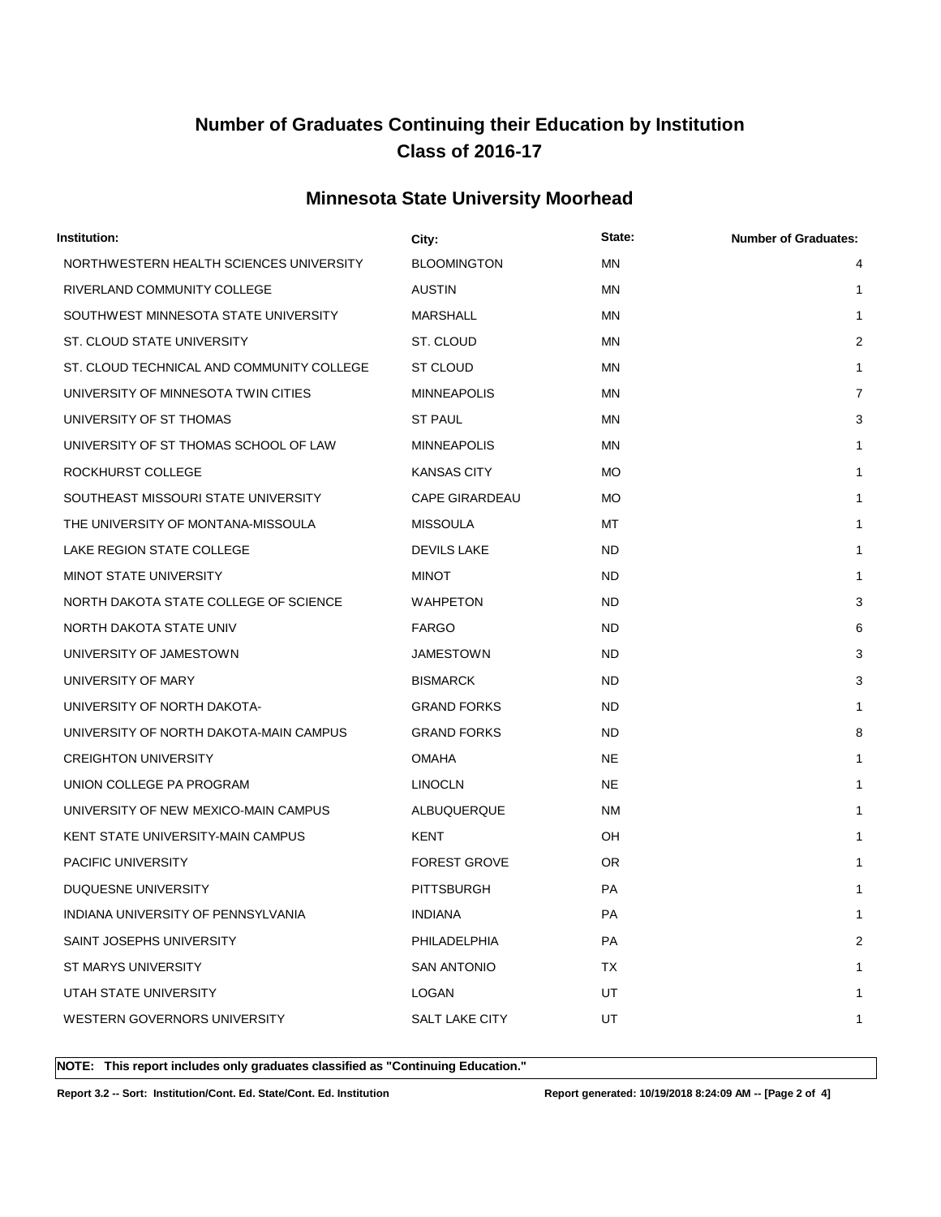# Number of Graduates Continuing their Education by Institution
# Class of 2016-17

## Minnesota State University Moorhead

| Institution: | City: | State: | Number of Graduates: |
|---|---|---|---|
| NORTHWESTERN HEALTH SCIENCES UNIVERSITY | BLOOMINGTON | MN | 4 |
| RIVERLAND COMMUNITY COLLEGE | AUSTIN | MN | 1 |
| SOUTHWEST MINNESOTA STATE UNIVERSITY | MARSHALL | MN | 1 |
| ST. CLOUD STATE UNIVERSITY | ST. CLOUD | MN | 2 |
| ST. CLOUD TECHNICAL AND COMMUNITY COLLEGE | ST CLOUD | MN | 1 |
| UNIVERSITY OF MINNESOTA TWIN CITIES | MINNEAPOLIS | MN | 7 |
| UNIVERSITY OF ST THOMAS | ST PAUL | MN | 3 |
| UNIVERSITY OF ST THOMAS SCHOOL OF LAW | MINNEAPOLIS | MN | 1 |
| ROCKHURST COLLEGE | KANSAS CITY | MO | 1 |
| SOUTHEAST MISSOURI STATE UNIVERSITY | CAPE GIRARDEAU | MO | 1 |
| THE UNIVERSITY OF MONTANA-MISSOULA | MISSOULA | MT | 1 |
| LAKE REGION STATE COLLEGE | DEVILS LAKE | ND | 1 |
| MINOT STATE UNIVERSITY | MINOT | ND | 1 |
| NORTH DAKOTA STATE COLLEGE OF SCIENCE | WAHPETON | ND | 3 |
| NORTH DAKOTA STATE UNIV | FARGO | ND | 6 |
| UNIVERSITY OF JAMESTOWN | JAMESTOWN | ND | 3 |
| UNIVERSITY OF MARY | BISMARCK | ND | 3 |
| UNIVERSITY OF NORTH DAKOTA- | GRAND FORKS | ND | 1 |
| UNIVERSITY OF NORTH DAKOTA-MAIN CAMPUS | GRAND FORKS | ND | 8 |
| CREIGHTON UNIVERSITY | OMAHA | NE | 1 |
| UNION COLLEGE PA PROGRAM | LINOCLN | NE | 1 |
| UNIVERSITY OF NEW MEXICO-MAIN CAMPUS | ALBUQUERQUE | NM | 1 |
| KENT STATE UNIVERSITY-MAIN CAMPUS | KENT | OH | 1 |
| PACIFIC UNIVERSITY | FOREST GROVE | OR | 1 |
| DUQUESNE UNIVERSITY | PITTSBURGH | PA | 1 |
| INDIANA UNIVERSITY OF PENNSYLVANIA | INDIANA | PA | 1 |
| SAINT JOSEPHS UNIVERSITY | PHILADELPHIA | PA | 2 |
| ST MARYS UNIVERSITY | SAN ANTONIO | TX | 1 |
| UTAH STATE UNIVERSITY | LOGAN | UT | 1 |
| WESTERN GOVERNORS UNIVERSITY | SALT LAKE CITY | UT | 1 |

**NOTE: This report includes only graduates classified as "Continuing Education."**

**Report 3.2 -- Sort: Institution/Cont. Ed. State/Cont. Ed. Institution** **Report generated: 10/19/2018 8:24:09 AM**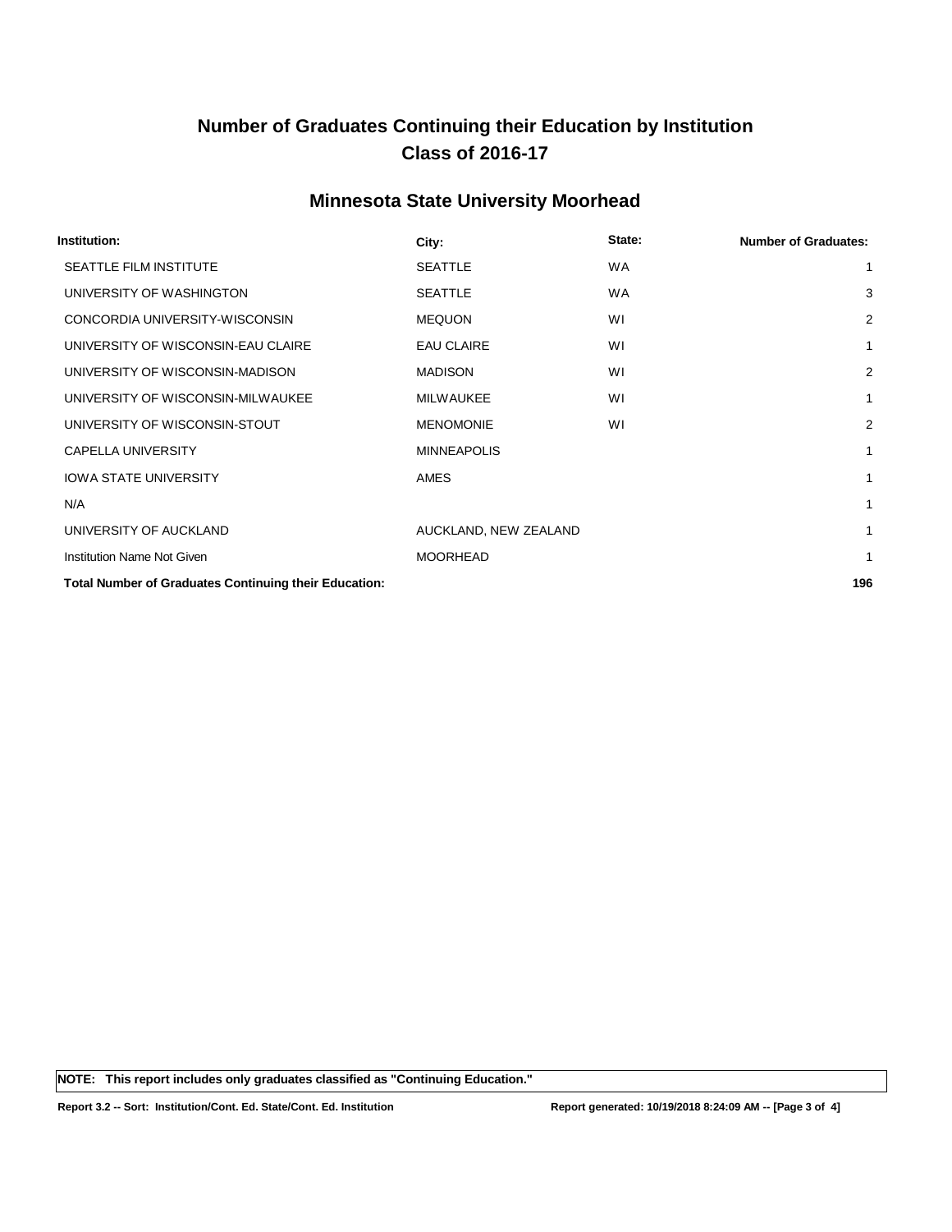# Number of Graduates Continuing their Education by Institution
## Class of 2016-17

## Minnesota State University Moorhead

| Institution: | City: | State: | Number of Graduates: |
|---|---|---|---|
| SEATTLE FILM INSTITUTE | SEATTLE | WA | 1 |
| UNIVERSITY OF WASHINGTON | SEATTLE | WA | 3 |
| CONCORDIA UNIVERSITY-WISCONSIN | MEQUON | WI | 2 |
| UNIVERSITY OF WISCONSIN-EAU CLAIRE | EAU CLAIRE | WI | 1 |
| UNIVERSITY OF WISCONSIN-MADISON | MADISON | WI | 2 |
| UNIVERSITY OF WISCONSIN-MILWAUKEE | MILWAUKEE | WI | 1 |
| UNIVERSITY OF WISCONSIN-STOUT | MENOMONIE | WI | 2 |
| CAPELLA UNIVERSITY | MINNEAPOLIS | | 1 |
| IOWA STATE UNIVERSITY | AMES | | 1 |
| N/A | | | 1 |
| UNIVERSITY OF AUCKLAND | AUCKLAND, NEW ZEALAND | | 1 |
| Institution Name Not Given | MOORHEAD | | 1 |
| **Total Number of Graduates Continuing their Education:** | | | **196** |

**NOTE: This report includes only graduates classified as "Continuing Education."**

**Report 3.2 -- Sort: Institution/Cont. Ed. State/Cont. Ed. Institution** **Report generated: 10/19/2018 8:24:09 AM**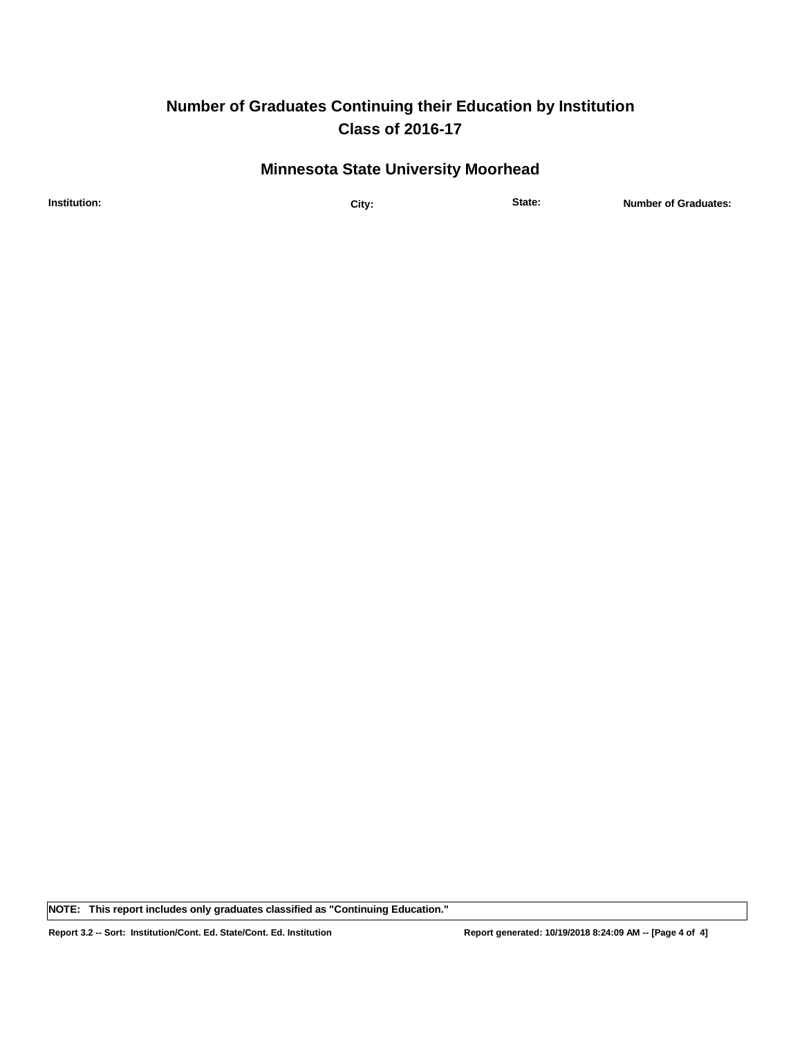# Number of Graduates Continuing their Education by Institution
# Class of 2016-17

## Minnesota State University Moorhead

| Institution: | City: | State: | Number of Graduates: |
|---|---|---|---|

**NOTE: This report includes only graduates classified as "Continuing Education."**

**Report 3.2 -- Sort: Institution/Cont. Ed. State/Cont. Ed. Institution**

**Report generated: 10/19/2018 8:24:09 AM**